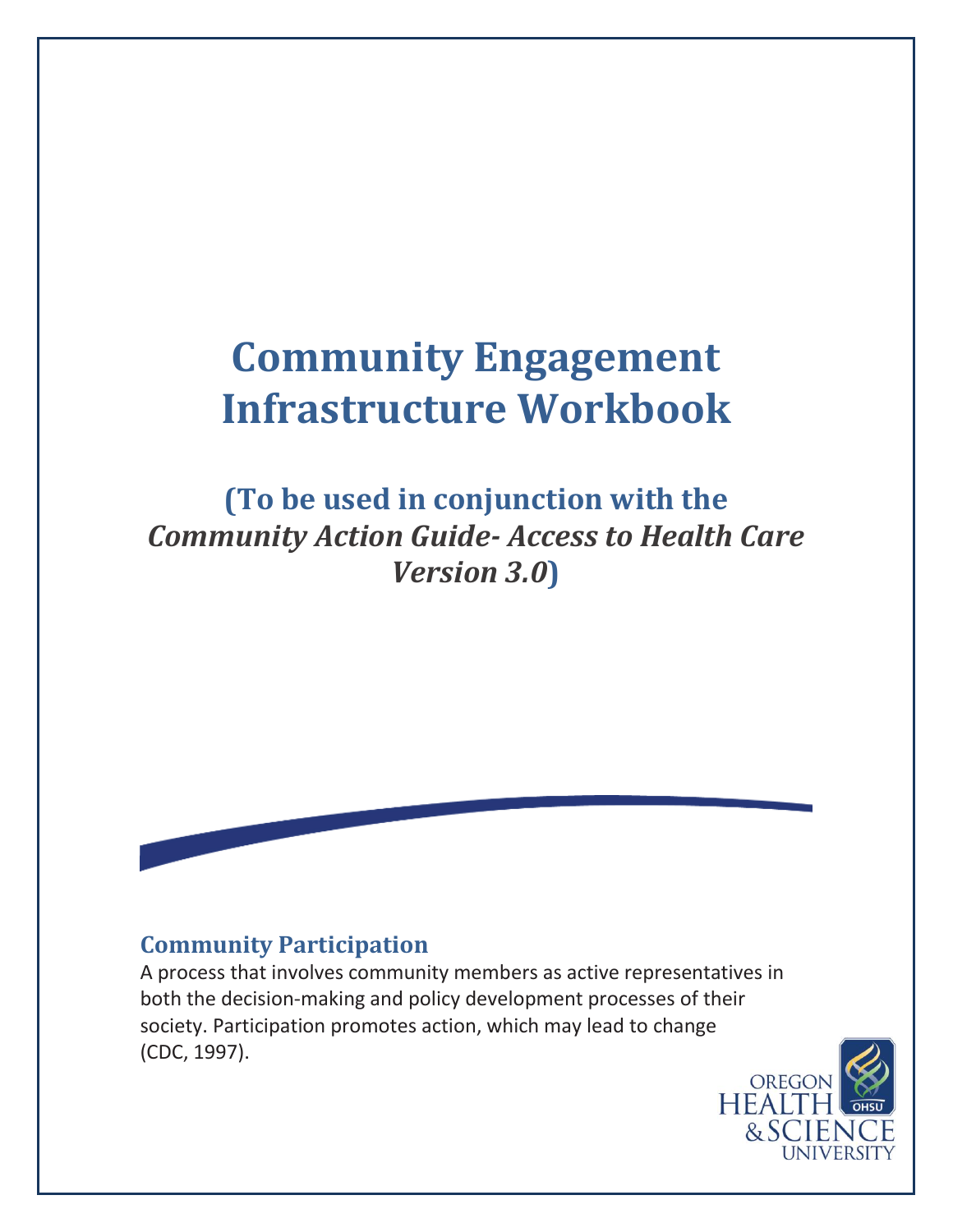# Community Engagement Infrastructure Workbook

## (To be used in conjunction with the *Community Action Guide- Access to Health Care Version 3.0*)

### Community Participation

A process that involves community members as active representatives in both the decision-making and policy development processes of their society. Participation promotes action, which may lead to change (CDC, 1997).

OREGON HEALTH & SCIENCE UNIVERSITY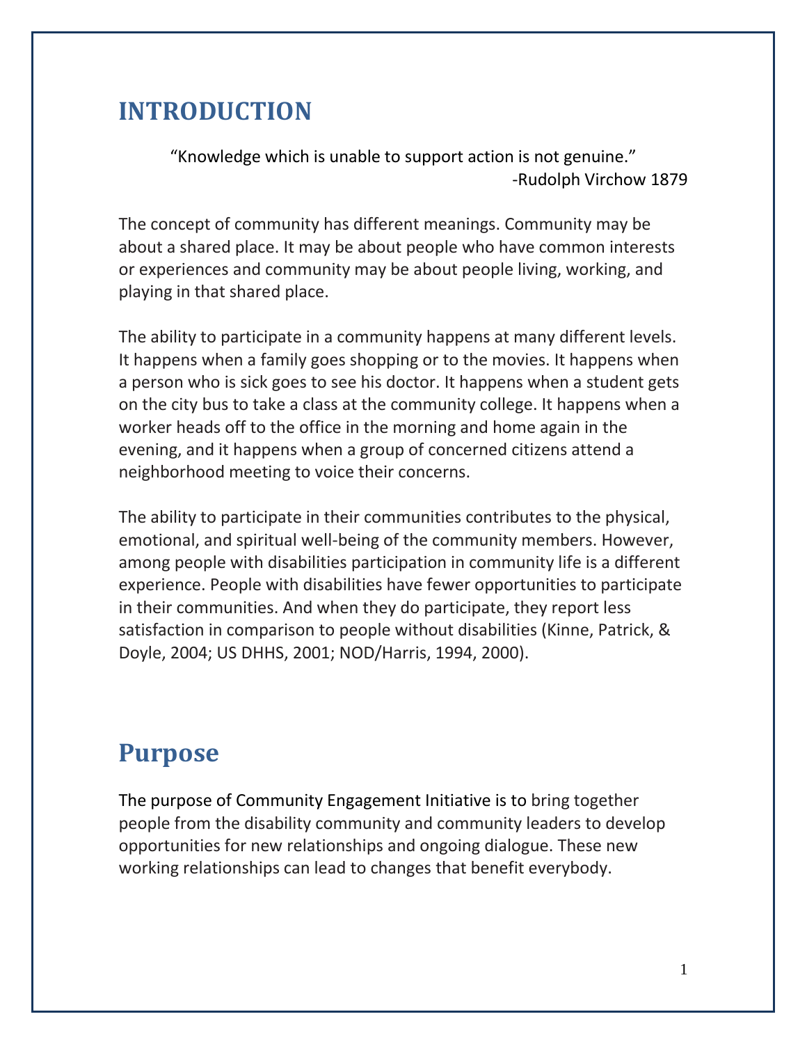# INTRODUCTION

> "Knowledge which is unable to support action is not genuine."
> -Rudolph Virchow 1879

The concept of community has different meanings. Community may be about a shared place. It may be about people who have common interests or experiences and community may be about people living, working, and playing in that shared place.

The ability to participate in a community happens at many different levels. It happens when a family goes shopping or to the movies. It happens when a person who is sick goes to see his doctor. It happens when a student gets on the city bus to take a class at the community college. It happens when a worker heads off to the office in the morning and home again in the evening, and it happens when a group of concerned citizens attend a neighborhood meeting to voice their concerns.

The ability to participate in their communities contributes to the physical, emotional, and spiritual well-being of the community members. However, among people with disabilities participation in community life is a different experience. People with disabilities have fewer opportunities to participate in their communities. And when they do participate, they report less satisfaction in comparison to people without disabilities (Kinne, Patrick, & Doyle, 2004; US DHHS, 2001; NOD/Harris, 1994, 2000).

# Purpose

The purpose of Community Engagement Initiative is to bring together people from the disability community and community leaders to develop opportunities for new relationships and ongoing dialogue. These new working relationships can lead to changes that benefit everybody.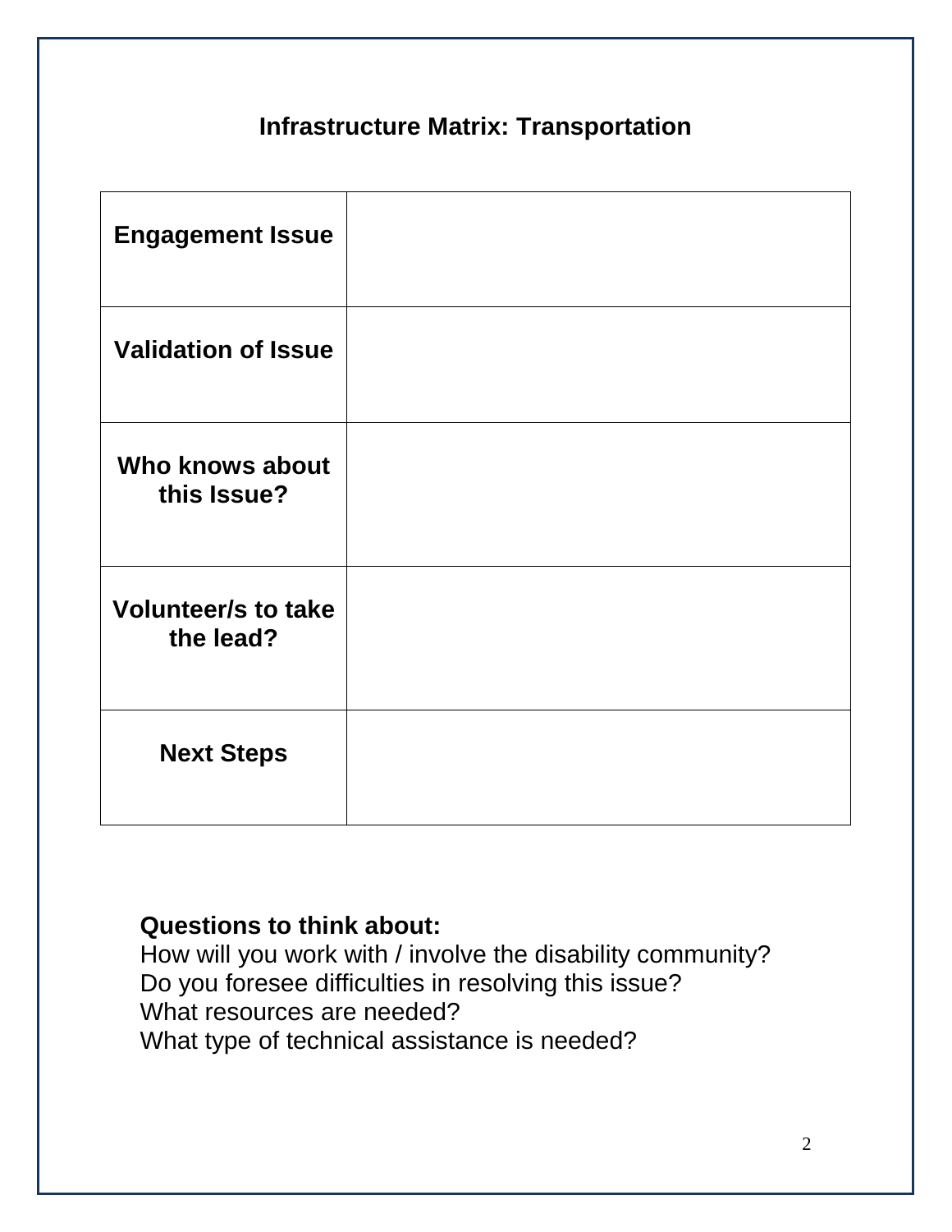## Infrastructure Matrix: Transportation

| | |
|---|---|
| **Engagement Issue** | |
| **Validation of Issue** | |
| **Who knows about this Issue?** | |
| **Volunteer/s to take the lead?** | |
| **Next Steps** | |

**Questions to think about:**
How will you work with / involve the disability community?
Do you foresee difficulties in resolving this issue?
What resources are needed?
What type of technical assistance is needed?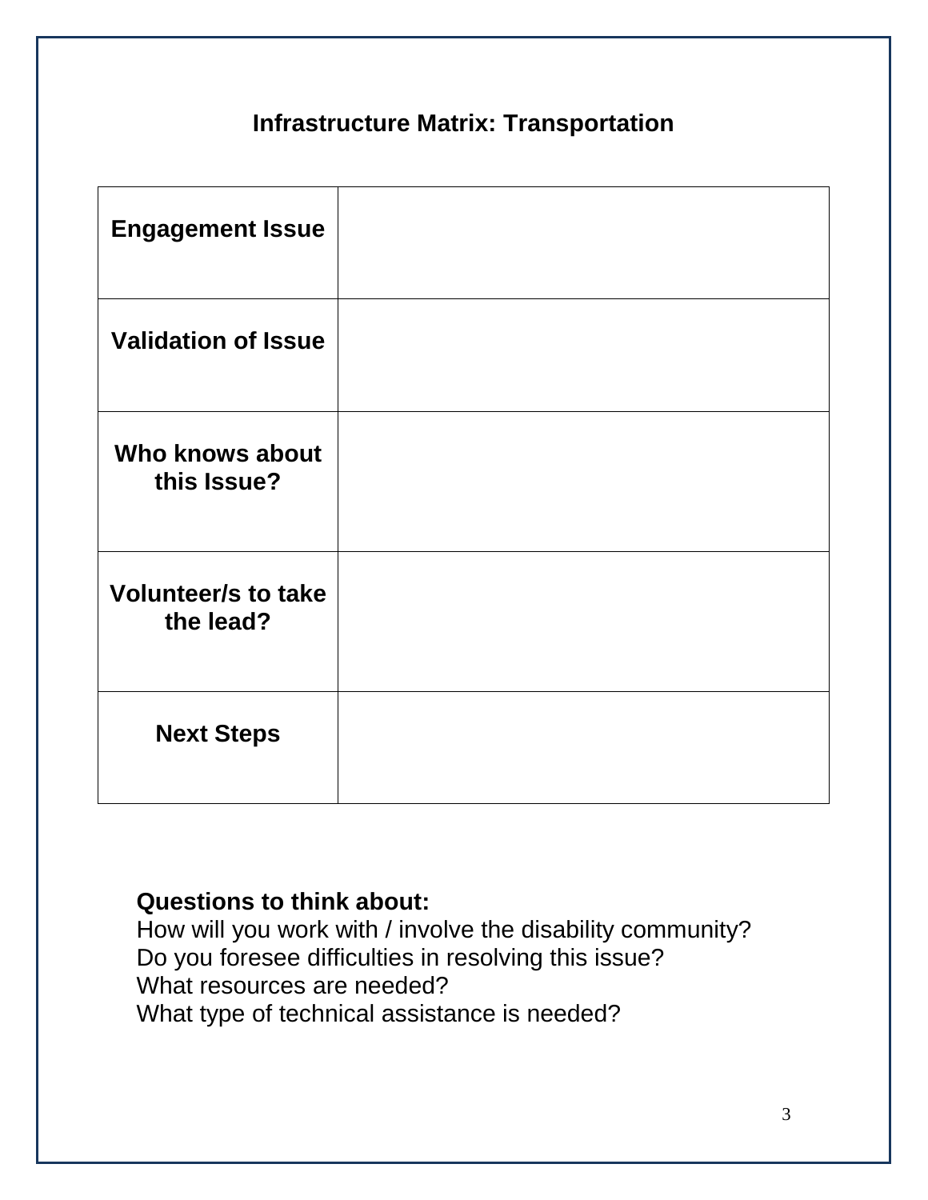## Infrastructure Matrix: Transportation

| | |
|---|---|
| **Engagement Issue** | |
| **Validation of Issue** | |
| **Who knows about this Issue?** | |
| **Volunteer/s to take the lead?** | |
| **Next Steps** | |

**Questions to think about:**

How will you work with / involve the disability community?
Do you foresee difficulties in resolving this issue?
What resources are needed?
What type of technical assistance is needed?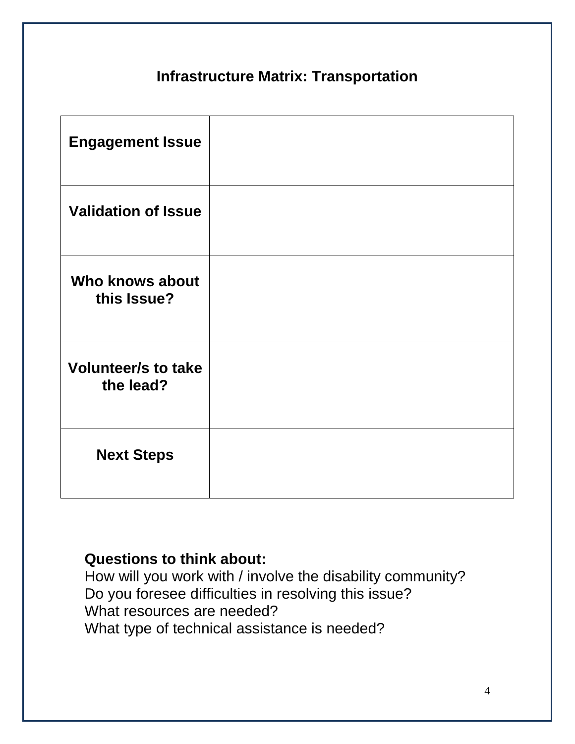## Infrastructure Matrix: Transportation

| | |
|---|---|
| **Engagement Issue** | |
| **Validation of Issue** | |
| **Who knows about this Issue?** | |
| **Volunteer/s to take the lead?** | |
| **Next Steps** | |

**Questions to think about:**

How will you work with / involve the disability community?
Do you foresee difficulties in resolving this issue?
What resources are needed?
What type of technical assistance is needed?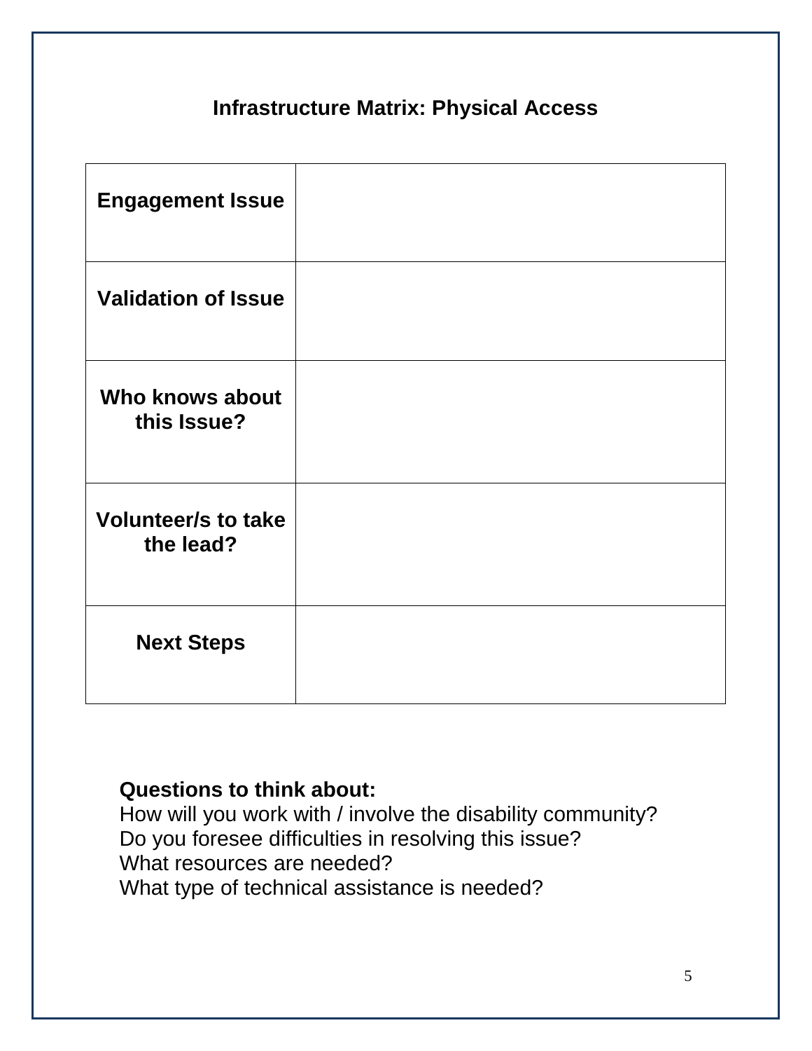## Infrastructure Matrix: Physical Access

| | |
|---|---|
| **Engagement Issue** | |
| **Validation of Issue** | |
| **Who knows about this Issue?** | |
| **Volunteer/s to take the lead?** | |
| **Next Steps** | |

**Questions to think about:**
How will you work with / involve the disability community?
Do you foresee difficulties in resolving this issue?
What resources are needed?
What type of technical assistance is needed?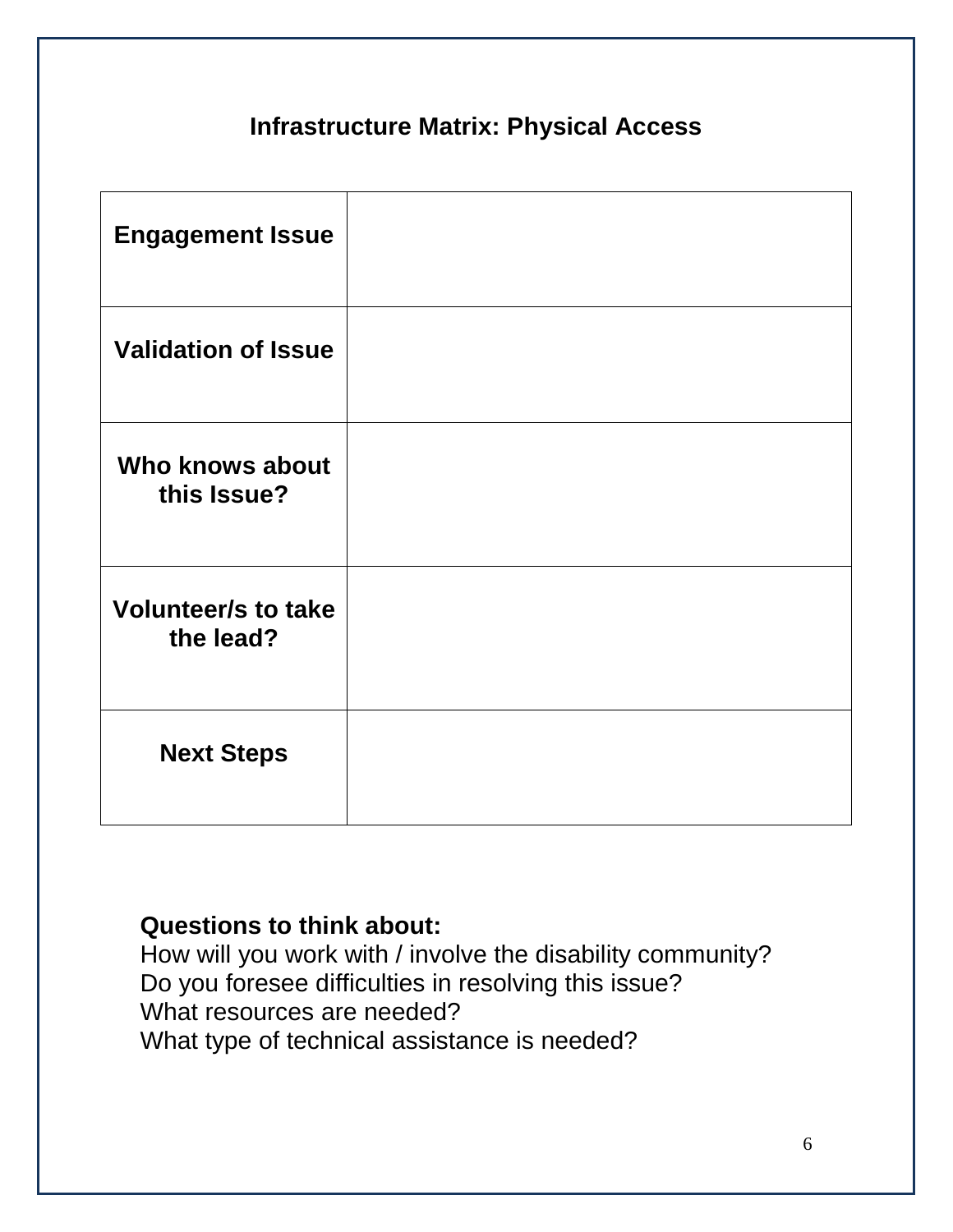## Infrastructure Matrix: Physical Access

| | |
|---|---|
| **Engagement Issue** | |
| **Validation of Issue** | |
| **Who knows about this Issue?** | |
| **Volunteer/s to take the lead?** | |
| **Next Steps** | |

**Questions to think about:**
How will you work with / involve the disability community?
Do you foresee difficulties in resolving this issue?
What resources are needed?
What type of technical assistance is needed?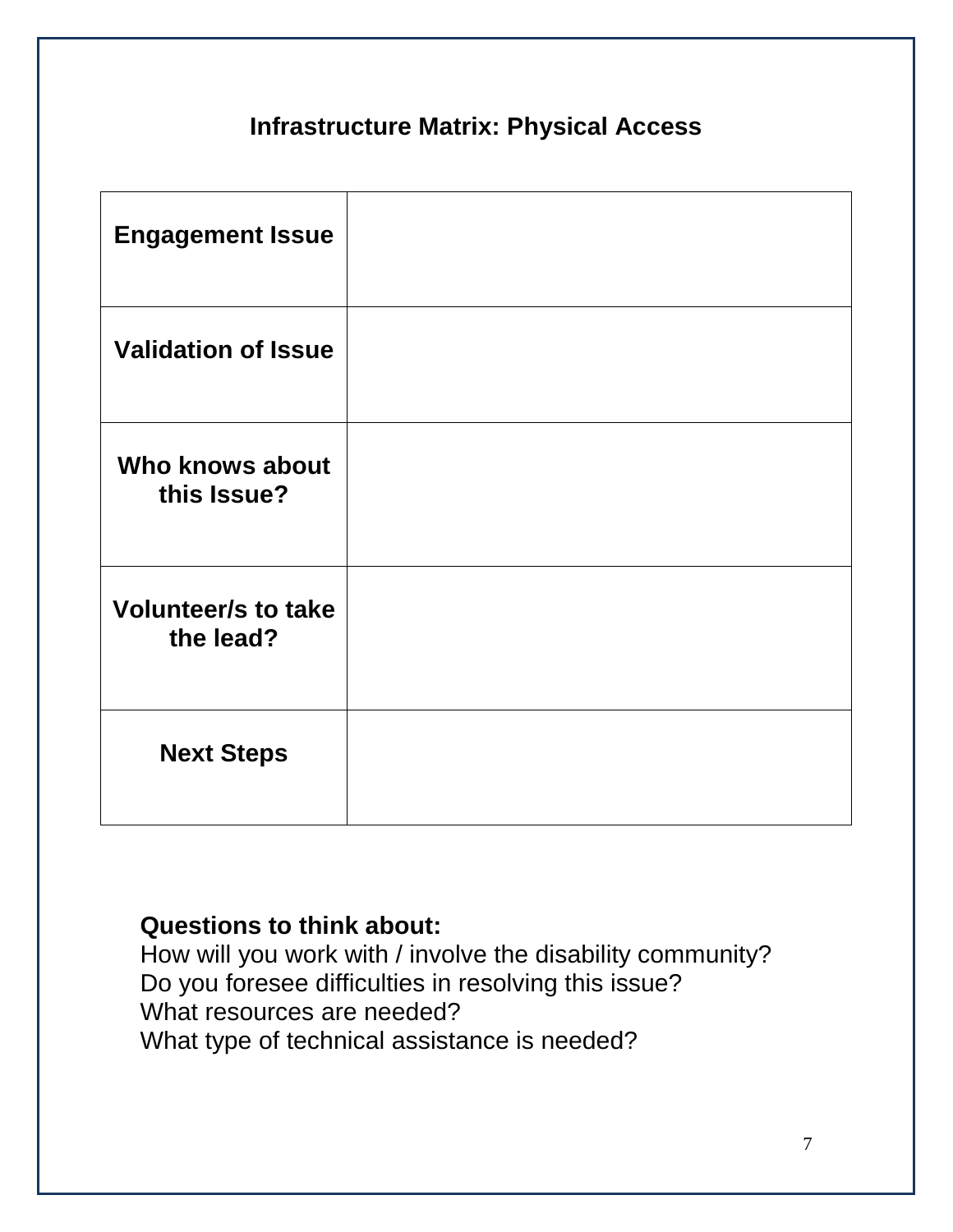## Infrastructure Matrix: Physical Access

| | |
|---|---|
| **Engagement Issue** | |
| **Validation of Issue** | |
| **Who knows about this Issue?** | |
| **Volunteer/s to take the lead?** | |
| **Next Steps** | |

**Questions to think about:**
How will you work with / involve the disability community?
Do you foresee difficulties in resolving this issue?
What resources are needed?
What type of technical assistance is needed?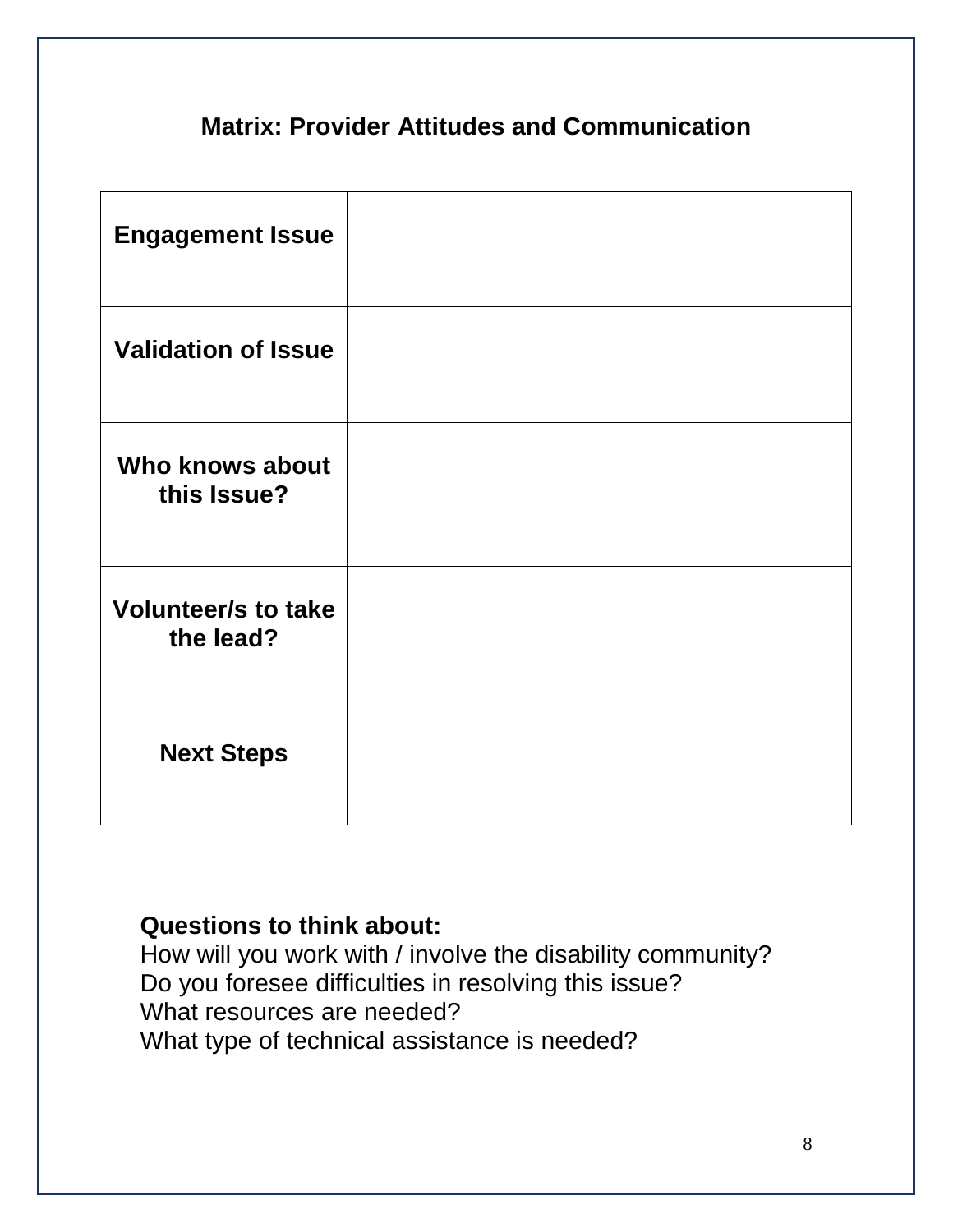## Matrix: Provider Attitudes and Communication

| | |
|---|---|
| **Engagement Issue** | |
| **Validation of Issue** | |
| **Who knows about this Issue?** | |
| **Volunteer/s to take the lead?** | |
| **Next Steps** | |

**Questions to think about:**
How will you work with / involve the disability community?
Do you foresee difficulties in resolving this issue?
What resources are needed?
What type of technical assistance is needed?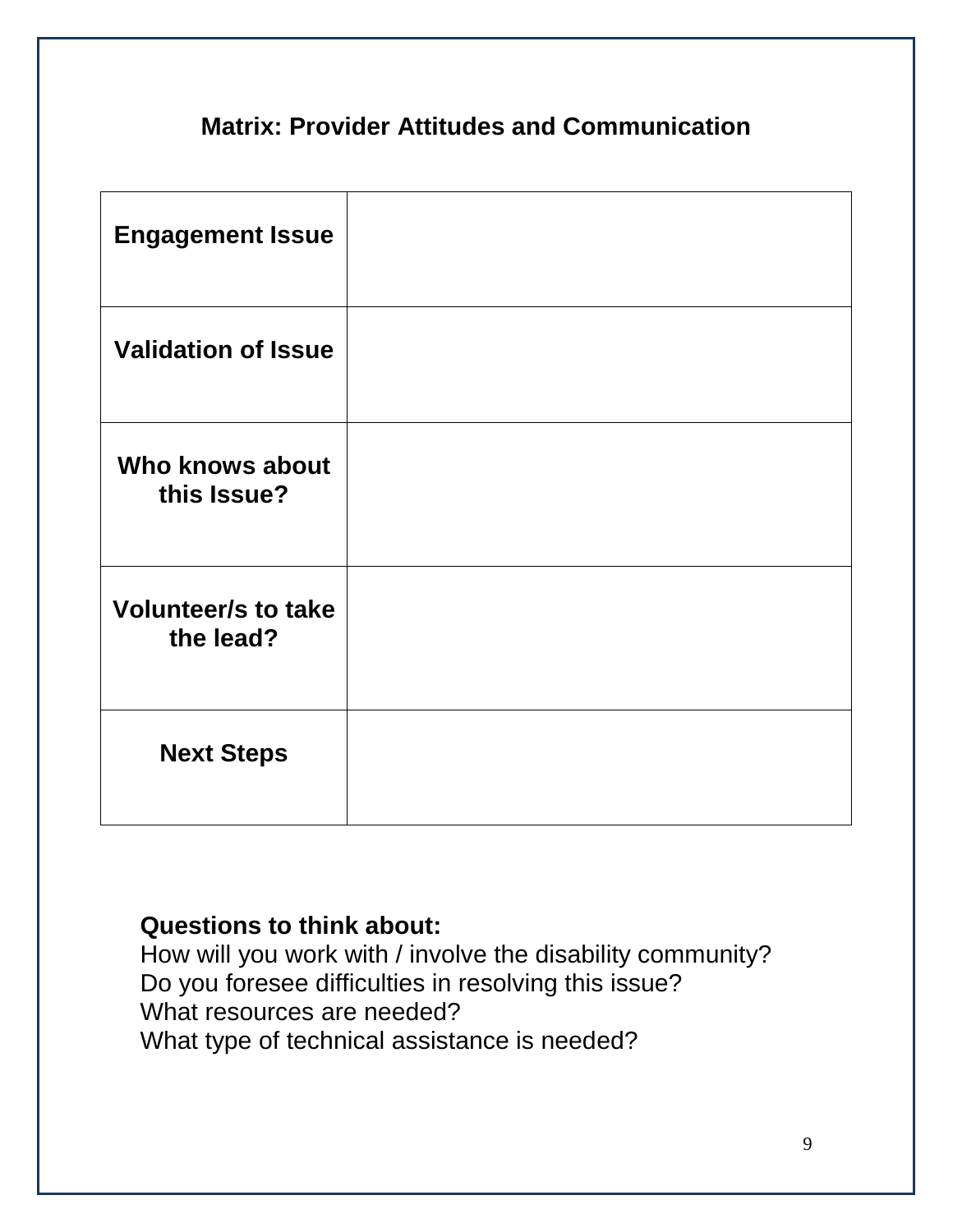## Matrix: Provider Attitudes and Communication

| | |
|---|---|
| **Engagement Issue** | |
| **Validation of Issue** | |
| **Who knows about this Issue?** | |
| **Volunteer/s to take the lead?** | |
| **Next Steps** | |

**Questions to think about:**
How will you work with / involve the disability community?
Do you foresee difficulties in resolving this issue?
What resources are needed?
What type of technical assistance is needed?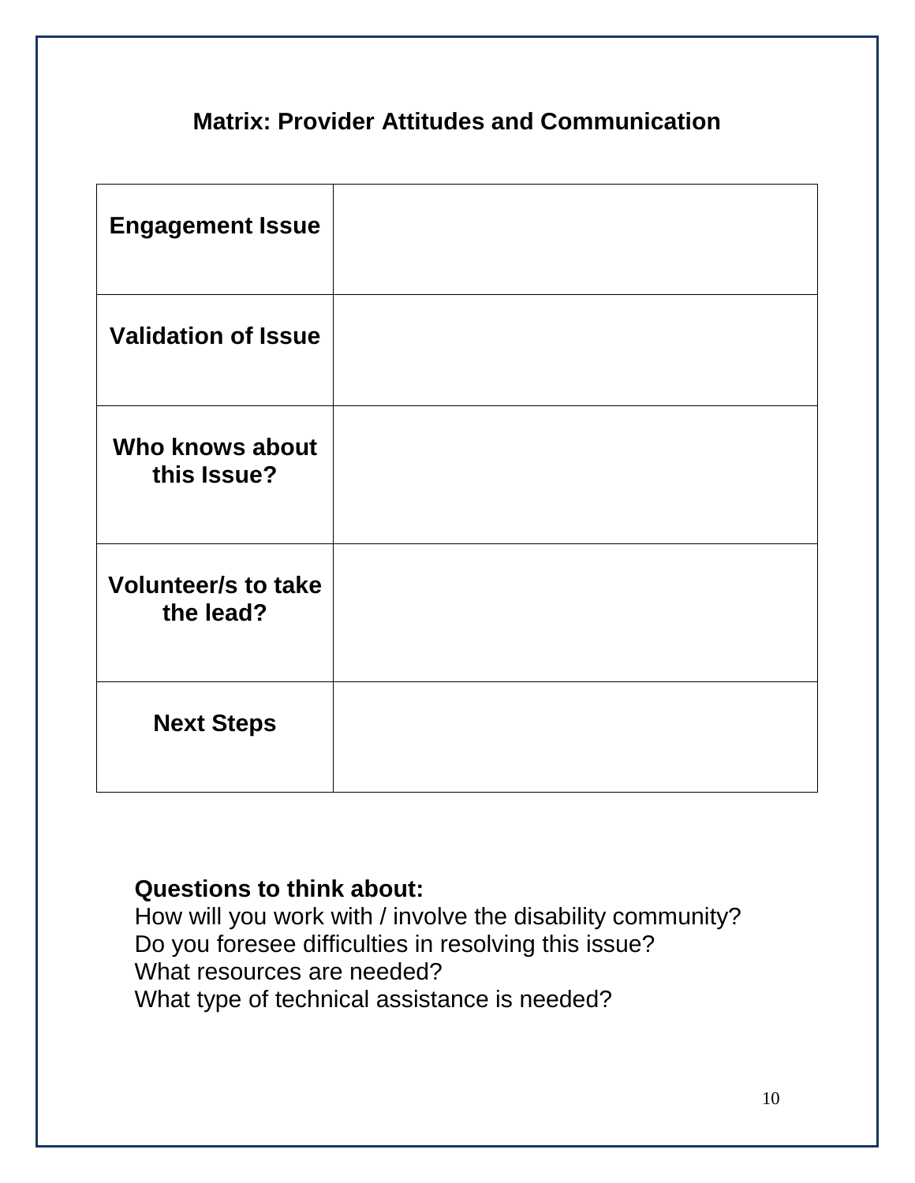## Matrix: Provider Attitudes and Communication

| | |
|---|---|
| **Engagement Issue** | |
| **Validation of Issue** | |
| **Who knows about this Issue?** | |
| **Volunteer/s to take the lead?** | |
| **Next Steps** | |

**Questions to think about:**
How will you work with / involve the disability community?
Do you foresee difficulties in resolving this issue?
What resources are needed?
What type of technical assistance is needed?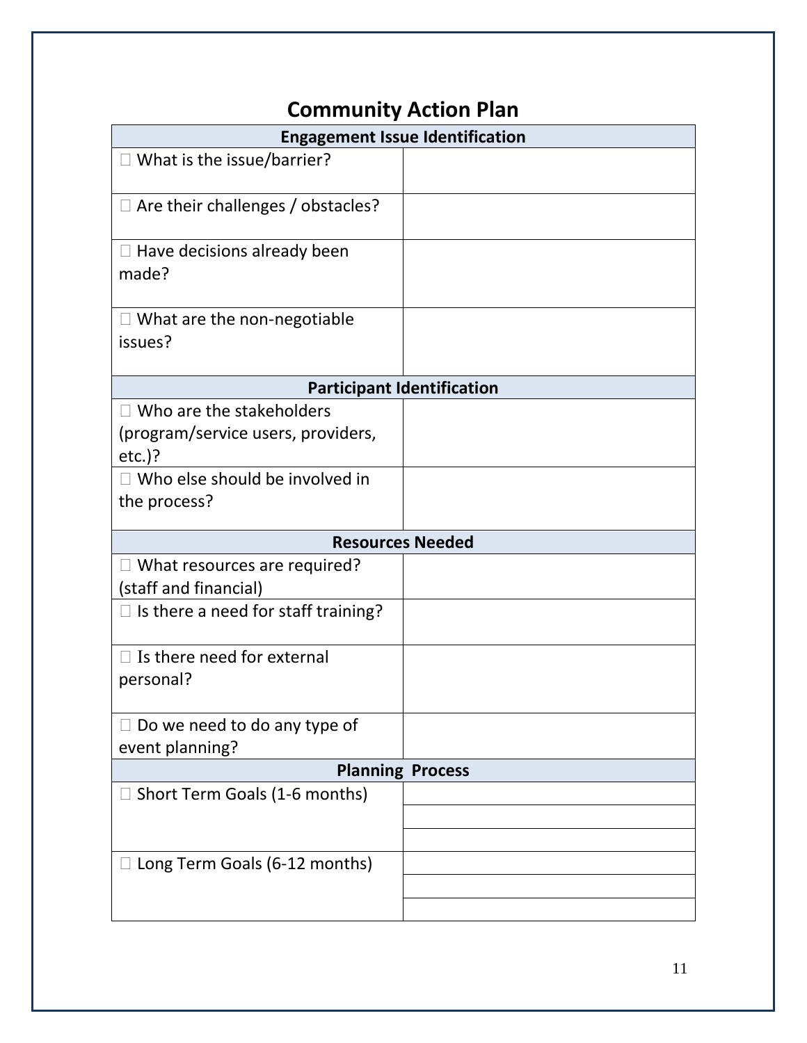# Community Action Plan

| Engagement Issue Identification | |
|---|---|
| ☐ What is the issue/barrier? | |
| ☐ Are their challenges / obstacles? | |
| ☐ Have decisions already been made? | |
| ☐ What are the non-negotiable issues? | |
| **Participant Identification** | |
| ☐ Who are the stakeholders (program/service users, providers, etc.)? | |
| ☐ Who else should be involved in the process? | |
| **Resources Needed** | |
| ☐ What resources are required? (staff and financial) | |
| ☐ Is there a need for staff training? | |
| ☐ Is there need for external personal? | |
| ☐ Do we need to do any type of event planning? | |
| **Planning Process** | |
| ☐ Short Term Goals (1-6 months) | |
| | |
| | |
| ☐ Long Term Goals (6-12 months) | |
| | |
| | |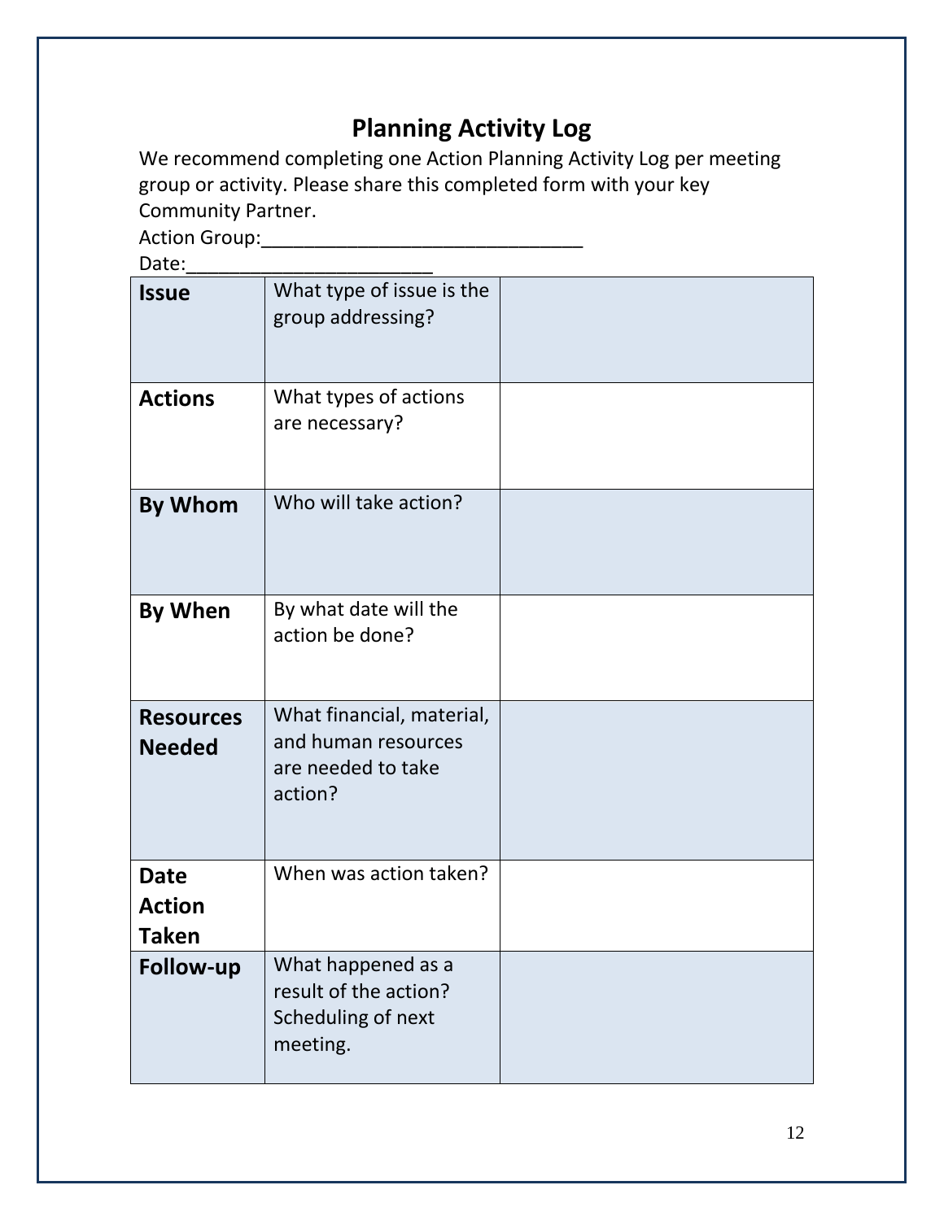# Planning Activity Log

We recommend completing one Action Planning Activity Log per meeting group or activity. Please share this completed form with your key Community Partner.

Action Group:______________________________

Date:_______________________

| | | |
|---|---|---|
| **Issue** | What type of issue is the group addressing? | |
| **Actions** | What types of actions are necessary? | |
| **By Whom** | Who will take action? | |
| **By When** | By what date will the action be done? | |
| **Resources Needed** | What financial, material, and human resources are needed to take action? | |
| **Date Action Taken** | When was action taken? | |
| **Follow-up** | What happened as a result of the action? Scheduling of next meeting. | |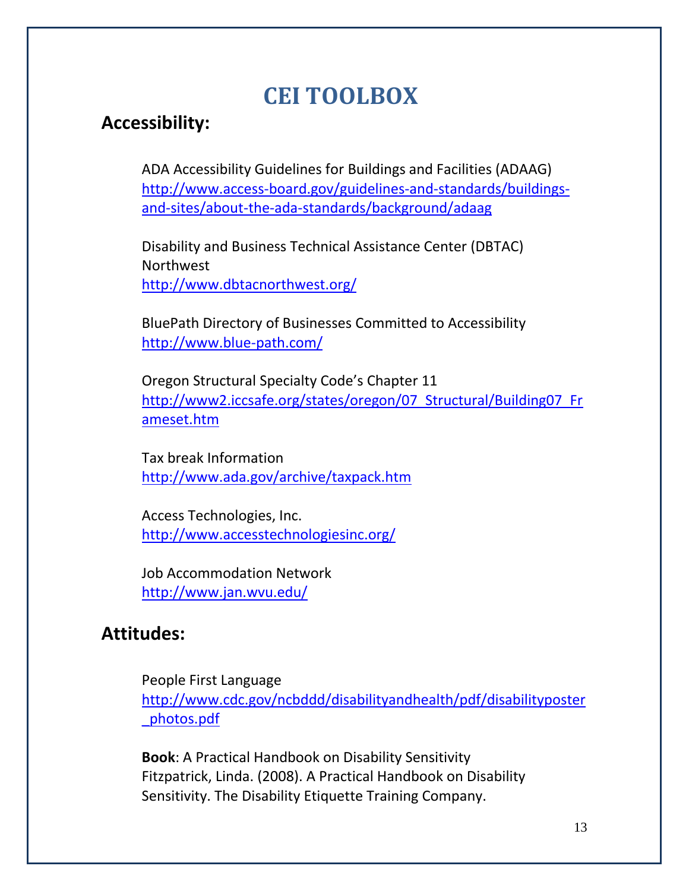# CEI TOOLBOX

## Accessibility:

ADA Accessibility Guidelines for Buildings and Facilities (ADAAG)
http://www.access-board.gov/guidelines-and-standards/buildings-and-sites/about-the-ada-standards/background/adaag

Disability and Business Technical Assistance Center (DBTAC) Northwest
http://www.dbtacnorthwest.org/

BluePath Directory of Businesses Committed to Accessibility
http://www.blue-path.com/

Oregon Structural Specialty Code's Chapter 11
http://www2.iccsafe.org/states/oregon/07_Structural/Building07_Frameset.htm

Tax break Information
http://www.ada.gov/archive/taxpack.htm

Access Technologies, Inc.
http://www.accesstechnologiesinc.org/

Job Accommodation Network
http://www.jan.wvu.edu/

## Attitudes:

People First Language
http://www.cdc.gov/ncbddd/disabilityandhealth/pdf/disabilityposter_photos.pdf

**Book**: A Practical Handbook on Disability Sensitivity
Fitzpatrick, Linda. (2008). A Practical Handbook on Disability Sensitivity. The Disability Etiquette Training Company.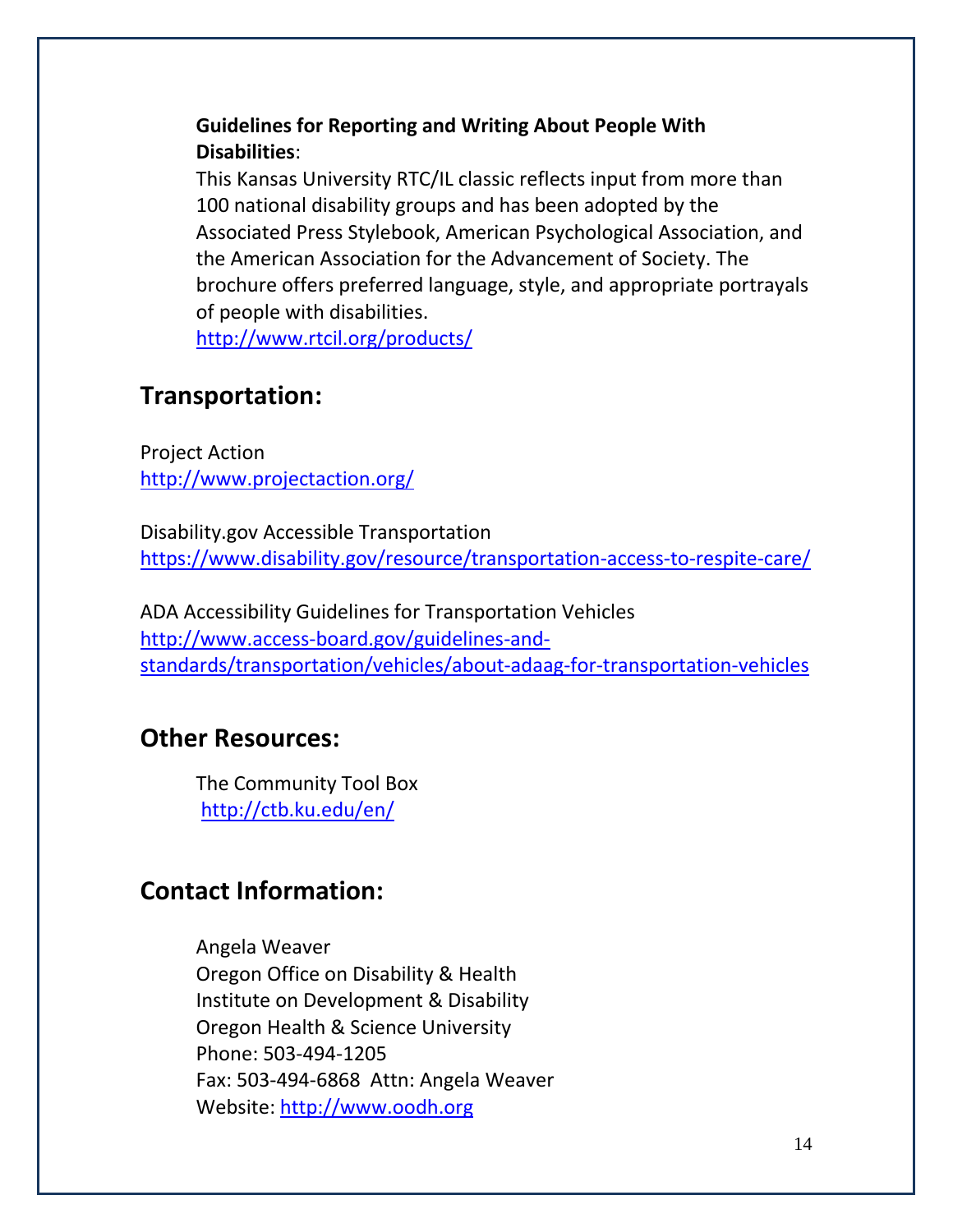**Guidelines for Reporting and Writing About People With Disabilities**:
This Kansas University RTC/IL classic reflects input from more than 100 national disability groups and has been adopted by the Associated Press Stylebook, American Psychological Association, and the American Association for the Advancement of Society. The brochure offers preferred language, style, and appropriate portrayals of people with disabilities.
http://www.rtcil.org/products/

## Transportation:

Project Action
http://www.projectaction.org/

Disability.gov Accessible Transportation
https://www.disability.gov/resource/transportation-access-to-respite-care/

ADA Accessibility Guidelines for Transportation Vehicles
http://www.access-board.gov/guidelines-and-standards/transportation/vehicles/about-adaag-for-transportation-vehicles

## Other Resources:

The Community Tool Box
http://ctb.ku.edu/en/

## Contact Information:

Angela Weaver
Oregon Office on Disability & Health
Institute on Development & Disability
Oregon Health & Science University
Phone: 503-494-1205
Fax: 503-494-6868 Attn: Angela Weaver
Website: http://www.oodh.org